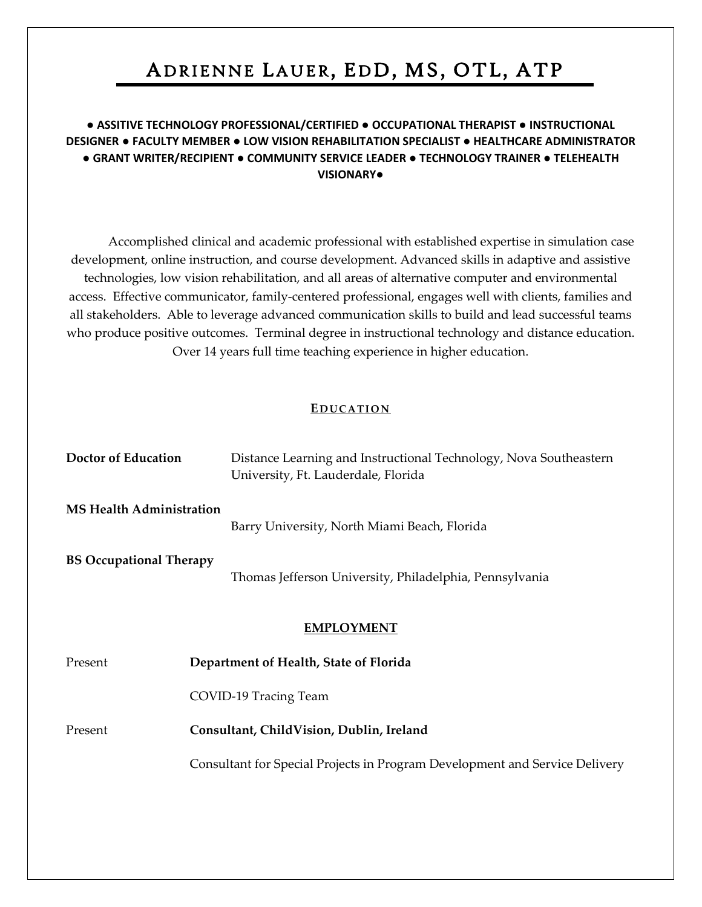# Adrienne Lauer, EdD, MS, OTL, ATP

**● ASSITIVE TECHNOLOGY PROFESSIONAL/CERTIFIED ● OCCUPATIONAL THERAPIST ● INSTRUCTIONAL DESIGNER ● FACULTY MEMBER ● LOW VISION REHABILITATION SPECIALIST ● HEALTHCARE ADMINISTRATOR ● GRANT WRITER/RECIPIENT ● COMMUNITY SERVICE LEADER ● TECHNOLOGY TRAINER ● TELEHEALTH VISIONARY●**

Accomplished clinical and academic professional with established expertise in simulation case development, online instruction, and course development. Advanced skills in adaptive and assistive technologies, low vision rehabilitation, and all areas of alternative computer and environmental access. Effective communicator, family-centered professional, engages well with clients, families and all stakeholders. Able to leverage advanced communication skills to build and lead successful teams who produce positive outcomes. Terminal degree in instructional technology and distance education. Over 14 years full time teaching experience in higher education.

## EDUCATION

**Doctor of Education** — Distance Learning and Instructional Technology, Nova Southeastern University, Ft. Lauderdale, Florida

**MS Health Administration** — Barry University, North Miami Beach, Florida

**BS Occupational Therapy** — Thomas Jefferson University, Philadelphia, Pennsylvania

## EMPLOYMENT

Present — **Department of Health, State of Florida**

COVID-19 Tracing Team

Present — **Consultant, ChildVision, Dublin, Ireland**

Consultant for Special Projects in Program Development and Service Delivery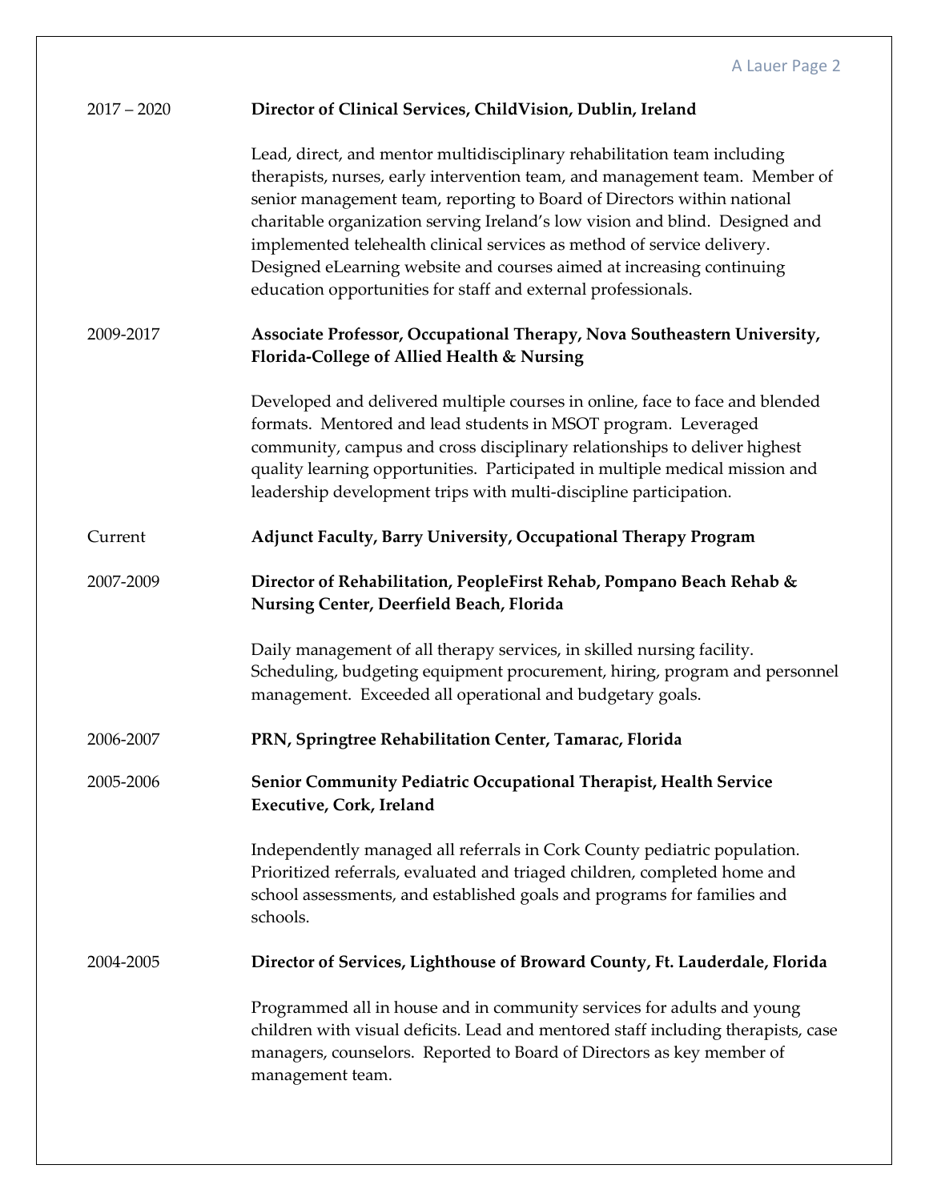2017 – 2020 **Director of Clinical Services, ChildVision, Dublin, Ireland**

Lead, direct, and mentor multidisciplinary rehabilitation team including therapists, nurses, early intervention team, and management team. Member of senior management team, reporting to Board of Directors within national charitable organization serving Ireland's low vision and blind. Designed and implemented telehealth clinical services as method of service delivery. Designed eLearning website and courses aimed at increasing continuing education opportunities for staff and external professionals.

2009-2017 **Associate Professor, Occupational Therapy, Nova Southeastern University, Florida-College of Allied Health & Nursing**

Developed and delivered multiple courses in online, face to face and blended formats. Mentored and lead students in MSOT program. Leveraged community, campus and cross disciplinary relationships to deliver highest quality learning opportunities. Participated in multiple medical mission and leadership development trips with multi-discipline participation.

Current **Adjunct Faculty, Barry University, Occupational Therapy Program**

2007-2009 **Director of Rehabilitation, PeopleFirst Rehab, Pompano Beach Rehab & Nursing Center, Deerfield Beach, Florida**

Daily management of all therapy services, in skilled nursing facility. Scheduling, budgeting equipment procurement, hiring, program and personnel management. Exceeded all operational and budgetary goals.

2006-2007 **PRN, Springtree Rehabilitation Center, Tamarac, Florida**

2005-2006 **Senior Community Pediatric Occupational Therapist, Health Service Executive, Cork, Ireland**

Independently managed all referrals in Cork County pediatric population. Prioritized referrals, evaluated and triaged children, completed home and school assessments, and established goals and programs for families and schools.

2004-2005 **Director of Services, Lighthouse of Broward County, Ft. Lauderdale, Florida**

Programmed all in house and in community services for adults and young children with visual deficits. Lead and mentored staff including therapists, case managers, counselors. Reported to Board of Directors as key member of management team.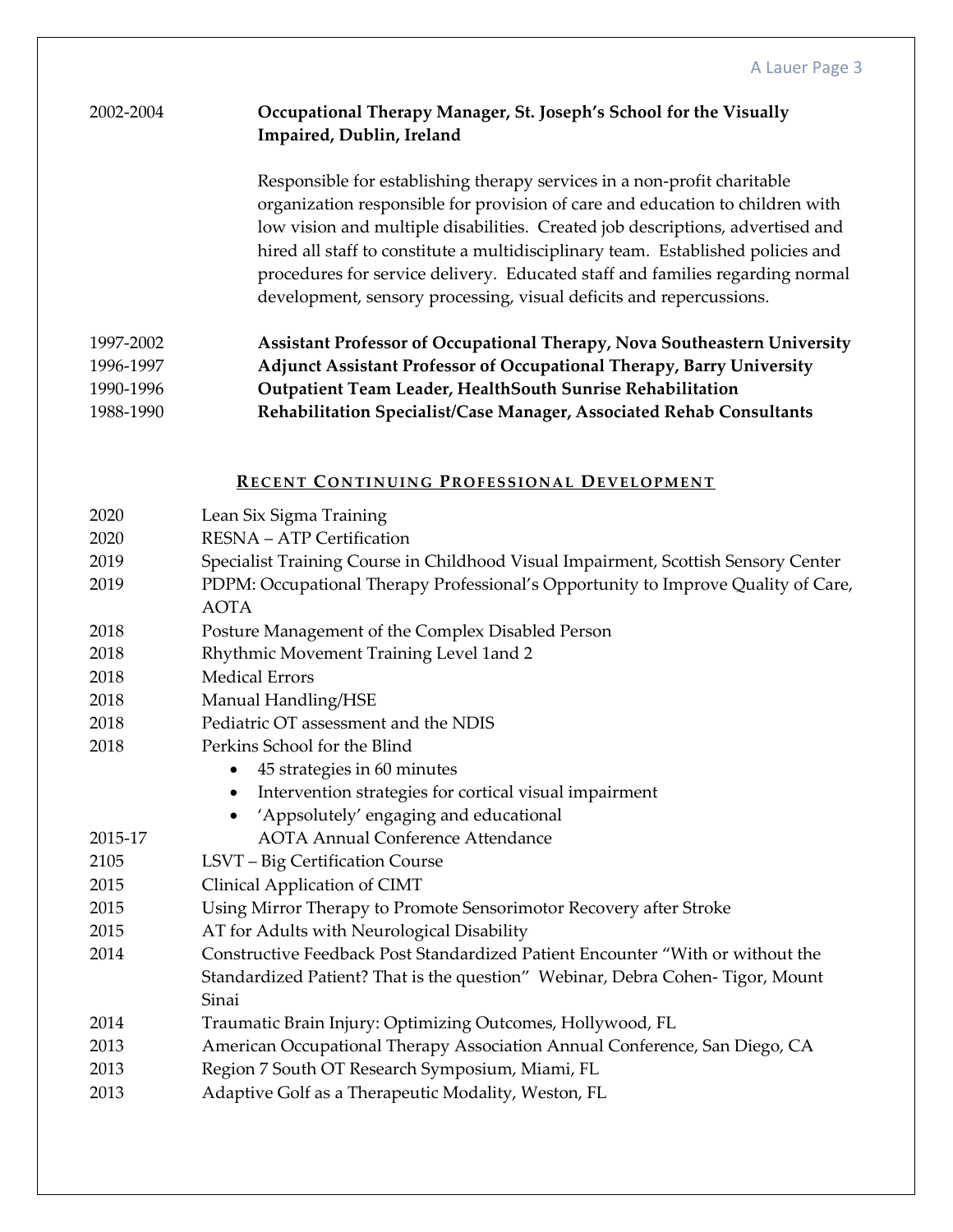2002-2004 **Occupational Therapy Manager, St. Joseph's School for the Visually Impaired, Dublin, Ireland**

Responsible for establishing therapy services in a non-profit charitable organization responsible for provision of care and education to children with low vision and multiple disabilities. Created job descriptions, advertised and hired all staff to constitute a multidisciplinary team. Established policies and procedures for service delivery. Educated staff and families regarding normal development, sensory processing, visual deficits and repercussions.

1997-2002 **Assistant Professor of Occupational Therapy, Nova Southeastern University**
1996-1997 **Adjunct Assistant Professor of Occupational Therapy, Barry University**
1990-1996 **Outpatient Team Leader, HealthSouth Sunrise Rehabilitation**
1988-1990 **Rehabilitation Specialist/Case Manager, Associated Rehab Consultants**

## RECENT CONTINUING PROFESSIONAL DEVELOPMENT

2020 Lean Six Sigma Training
2020 RESNA – ATP Certification
2019 Specialist Training Course in Childhood Visual Impairment, Scottish Sensory Center
2019 PDPM: Occupational Therapy Professional's Opportunity to Improve Quality of Care, AOTA
2018 Posture Management of the Complex Disabled Person
2018 Rhythmic Movement Training Level 1and 2
2018 Medical Errors
2018 Manual Handling/HSE
2018 Pediatric OT assessment and the NDIS
2018 Perkins School for the Blind

- 45 strategies in 60 minutes
- Intervention strategies for cortical visual impairment
- 'Appsolutely' engaging and educational

2015-17 AOTA Annual Conference Attendance
2105 LSVT – Big Certification Course
2015 Clinical Application of CIMT
2015 Using Mirror Therapy to Promote Sensorimotor Recovery after Stroke
2015 AT for Adults with Neurological Disability
2014 Constructive Feedback Post Standardized Patient Encounter "With or without the Standardized Patient? That is the question" Webinar, Debra Cohen- Tigor, Mount Sinai
2014 Traumatic Brain Injury: Optimizing Outcomes, Hollywood, FL
2013 American Occupational Therapy Association Annual Conference, San Diego, CA
2013 Region 7 South OT Research Symposium, Miami, FL
2013 Adaptive Golf as a Therapeutic Modality, Weston, FL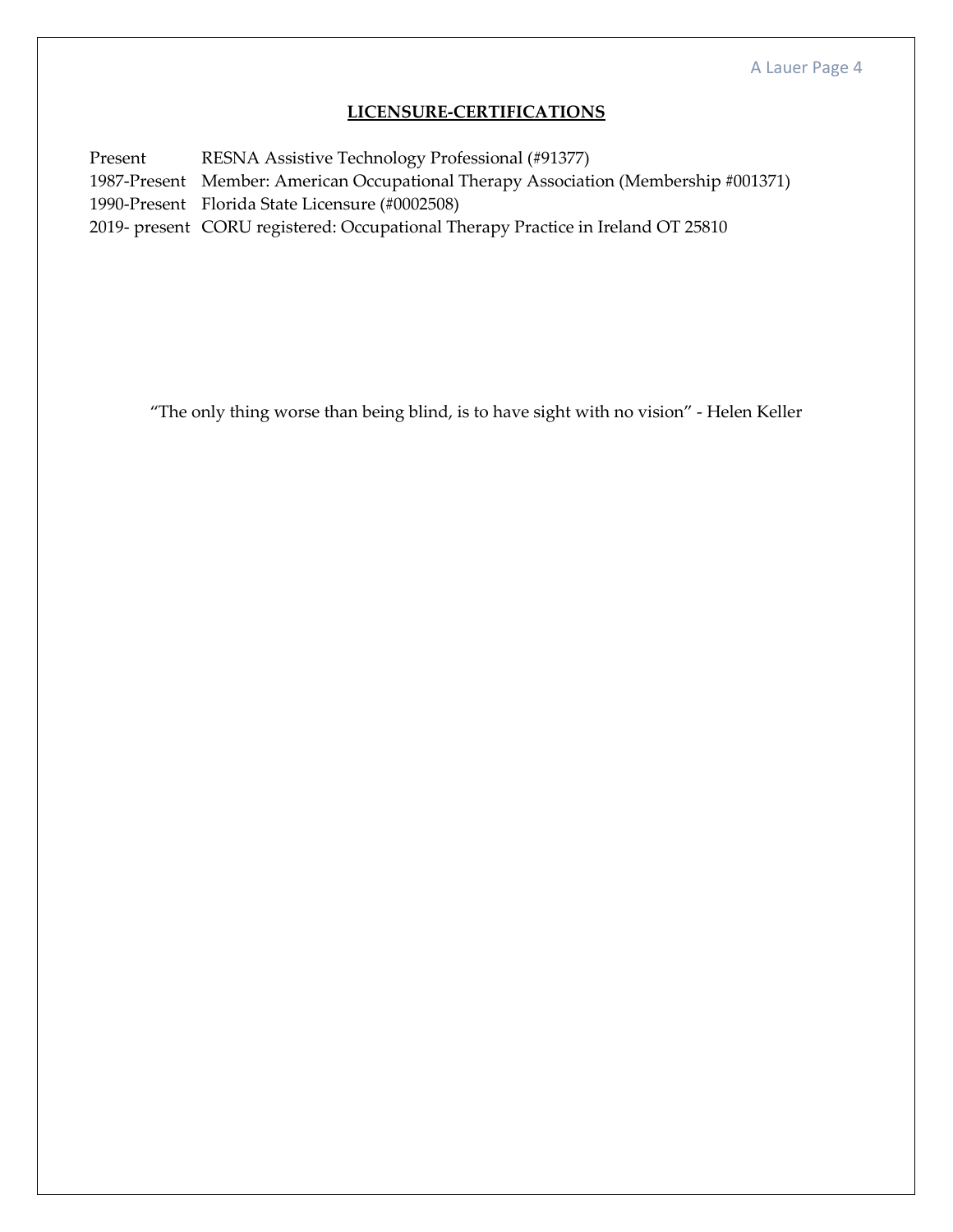## LICENSURE-CERTIFICATIONS

| | |
|---|---|
| Present | RESNA Assistive Technology Professional (#91377) |
| 1987-Present | Member: American Occupational Therapy Association (Membership #001371) |
| 1990-Present | Florida State Licensure (#0002508) |
| 2019- present | CORU registered: Occupational Therapy Practice in Ireland OT 25810 |

"The only thing worse than being blind, is to have sight with no vision" - Helen Keller